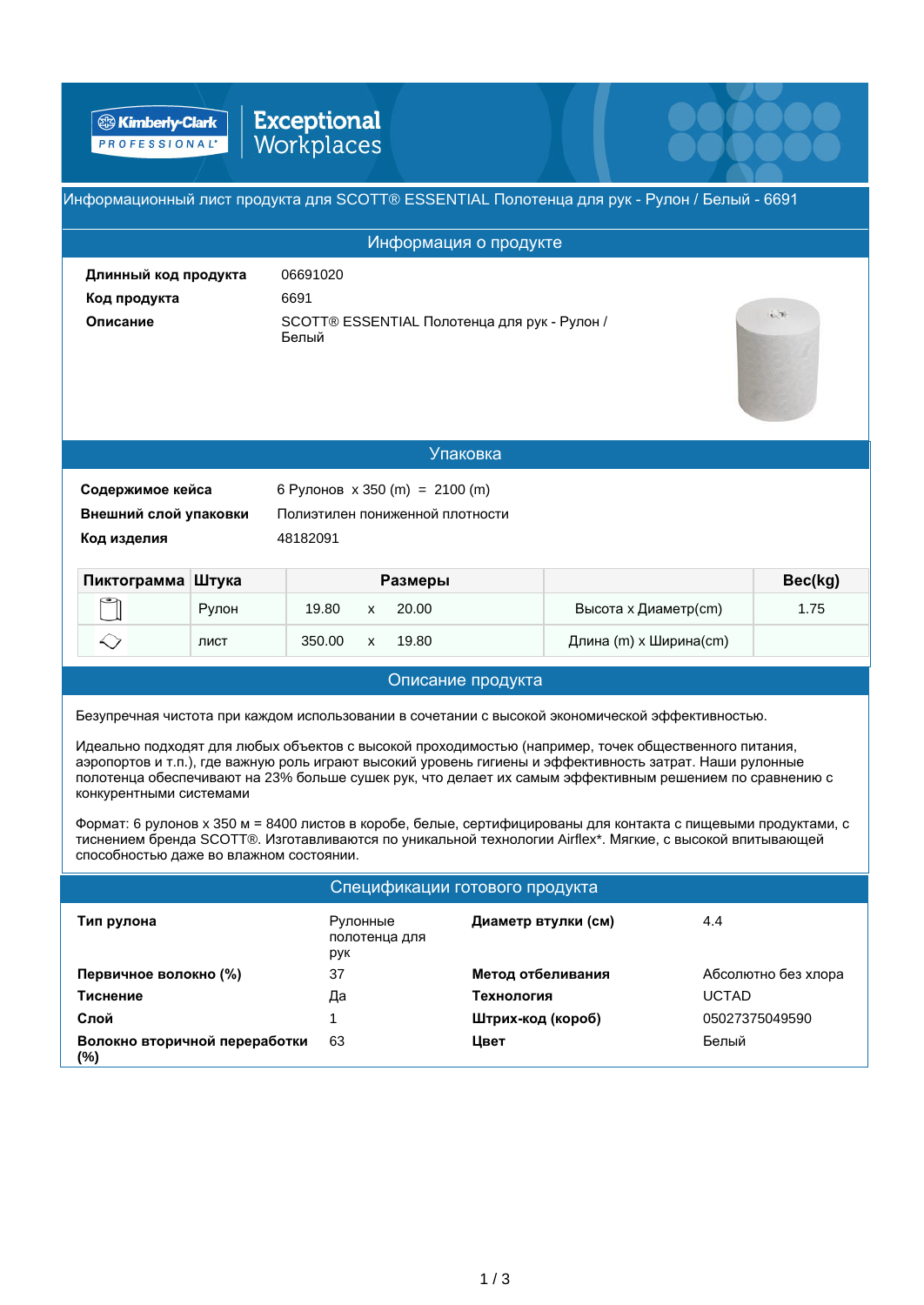Kimberly-Clark PROFESSIONAL | Exceptional Workplaces

## Информационный лист продукта для SCOTT® ESSENTIAL Полотенца для рук - Рулон / Белый - 6691

### Информация о продукте

| | |
|---|---|
| **Длинный код продукта** | 06691020 |
| **Код продукта** | 6691 |
| **Описание** | SCOTT® ESSENTIAL Полотенца для рук - Рулон / Белый |

### Упаковка

| | |
|---|---|
| **Содержимое кейса** | 6 Рулонов x 350 (m) = 2100 (m) |
| **Внешний слой упаковки** | Полиэтилен пониженной плотности |
| **Код изделия** | 48182091 |

| Пиктограмма | Штука | Размеры | | | | Вес(kg) |
|---|---|---|---|---|---|---|
| | Рулон | 19.80 | x | 20.00 | Высота x Диаметр(cm) | 1.75 |
| | лист | 350.00 | x | 19.80 | Длина (m) x Ширина(cm) | |

### Описание продукта

Безупречная чистота при каждом использовании в сочетании с высокой экономической эффективностью.

Идеально подходят для любых объектов с высокой проходимостью (например, точек общественного питания, аэропортов и т.п.), где важную роль играют высокий уровень гигиены и эффективность затрат. Наши рулонные полотенца обеспечивают на 23% больше сушек рук, что делает их самым эффективным решением по сравнению с конкурентными системами

Формат: 6 рулонов x 350 м = 8400 листов в коробе, белые, сертифицированы для контакта с пищевыми продуктами, с тиснением бренда SCOTT®. Изготавливаются по уникальной технологии Airflex*. Мягкие, с высокой впитывающей способностью даже во влажном состоянии.

### Спецификации готового продукта

| | | | |
|---|---|---|---|
| **Тип рулона** | Рулонные полотенца для рук | **Диаметр втулки (см)** | 4.4 |
| **Первичное волокно (%)** | 37 | **Метод отбеливания** | Абсолютно без хлора |
| **Тиснение** | Да | **Технология** | UCTAD |
| **Слой** | 1 | **Штрих-код (короб)** | 05027375049590 |
| **Волокно вторичной переработки (%)** | 63 | **Цвет** | Белый |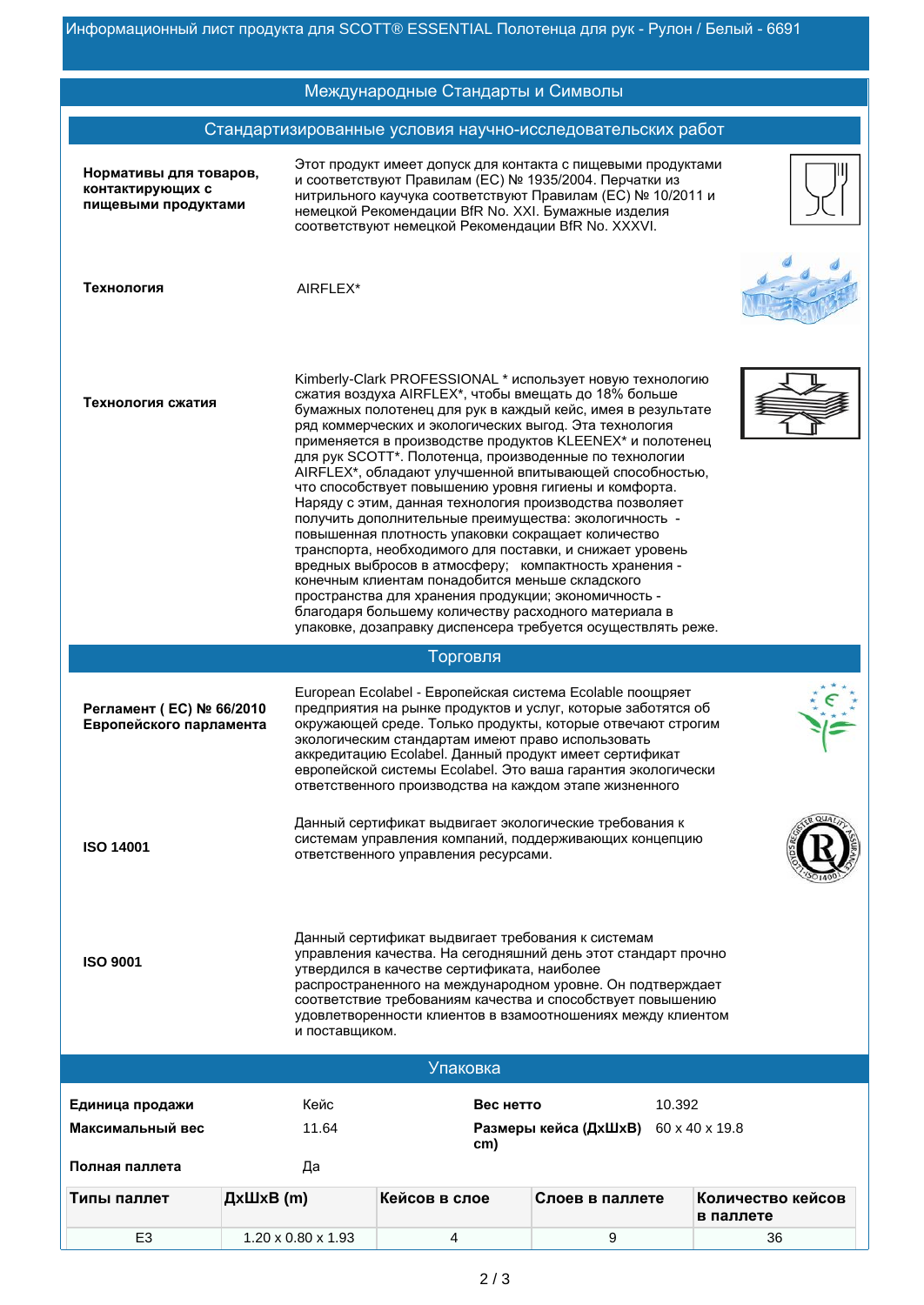Информационный лист продукта для SCOTT® ESSENTIAL Полотенца для рук - Рулон / Белый - 6691

## Международные Стандарты и Символы

### Стандартизированные условия научно-исследовательских работ

**Нормативы для товаров, контактирующих с пищевыми продуктами**

Этот продукт имеет допуск для контакта с пищевыми продуктами и соответствуют Правилам (ЕС) № 1935/2004. Перчатки из нитрильного каучука соответствуют Правилам (ЕС) № 10/2011 и немецкой Рекомендации BfR No. XXI. Бумажные изделия соответствуют немецкой Рекомендации BfR No. XXXVI.

**Технология**

AIRFLEX*

**Технология сжатия**

Kimberly-Clark PROFESSIONAL * использует новую технологию сжатия воздуха AIRFLEX*, чтобы вмещать до 18% больше бумажных полотенец для рук в каждый кейс, имея в результате ряд коммерческих и экологических выгод. Эта технология применяется в производстве продуктов KLEENEX* и полотенец для рук SCOTT*. Полотенца, производенные по технологии AIRFLEX*, обладают улучшенной впитывающей способностью, что способствует повышению уровня гигиены и комфорта. Наряду с этим, данная технология производства позволяет получить дополнительные преимущества: экологичность - повышенная плотность упаковки сокращает количество транспорта, необходимого для поставки, и снижает уровень вредных выбросов в атмосферу; компактность хранения - конечным клиентам понадобится меньше складского пространства для хранения продукции; экономичность - благодаря большему количеству расходного материала в упаковке, дозаправку диспенсера требуется осуществлять реже.

### Торговля

**Регламент ( ЕС) № 66/2010 Европейского парламента**

European Ecolabel - Европейская система Ecolable поощряет предприятия на рынке продуктов и услуг, которые заботятся об окружающей среде. Только продукты, которые отвечают строгим экологическим стандартам имеют право использовать аккредитацию Ecolabel. Данный продукт имеет сертификат европейской системы Ecolabel. Это ваша гарантия экологически ответственного производства на каждом этапе жизненного

**ISO 14001**

Данный сертификат выдвигает экологические требования к системам управления компаний, поддерживающих концепцию ответственного управления ресурсами.

**ISO 9001**

Данный сертификат выдвигает требования к системам управления качества. На сегодняшний день этот стандарт прочно утвердился в качестве сертификата, наиболее распространенного на международном уровне. Он подтверждает соответствие требованиям качества и способствует повышению удовлетворенности клиентов в взамоотношениях между клиентом и поставщиком.

## Упаковка

| | | | |
|---|---|---|---|
| **Единица продажи** | Кейс | **Вес нетто** | 10.392 |
| **Максимальный вес** | 11.64 | **Размеры кейса (ДхШхВ) cm)** | 60 x 40 x 19.8 |
| **Полная паллета** | Да | | |

| Типы паллет | ДхШхВ (m) | Кейсов в слое | Слоев в паллете | Количество кейсов в паллете |
|---|---|---|---|---|
| E3 | 1.20 x 0.80 x 1.93 | 4 | 9 | 36 |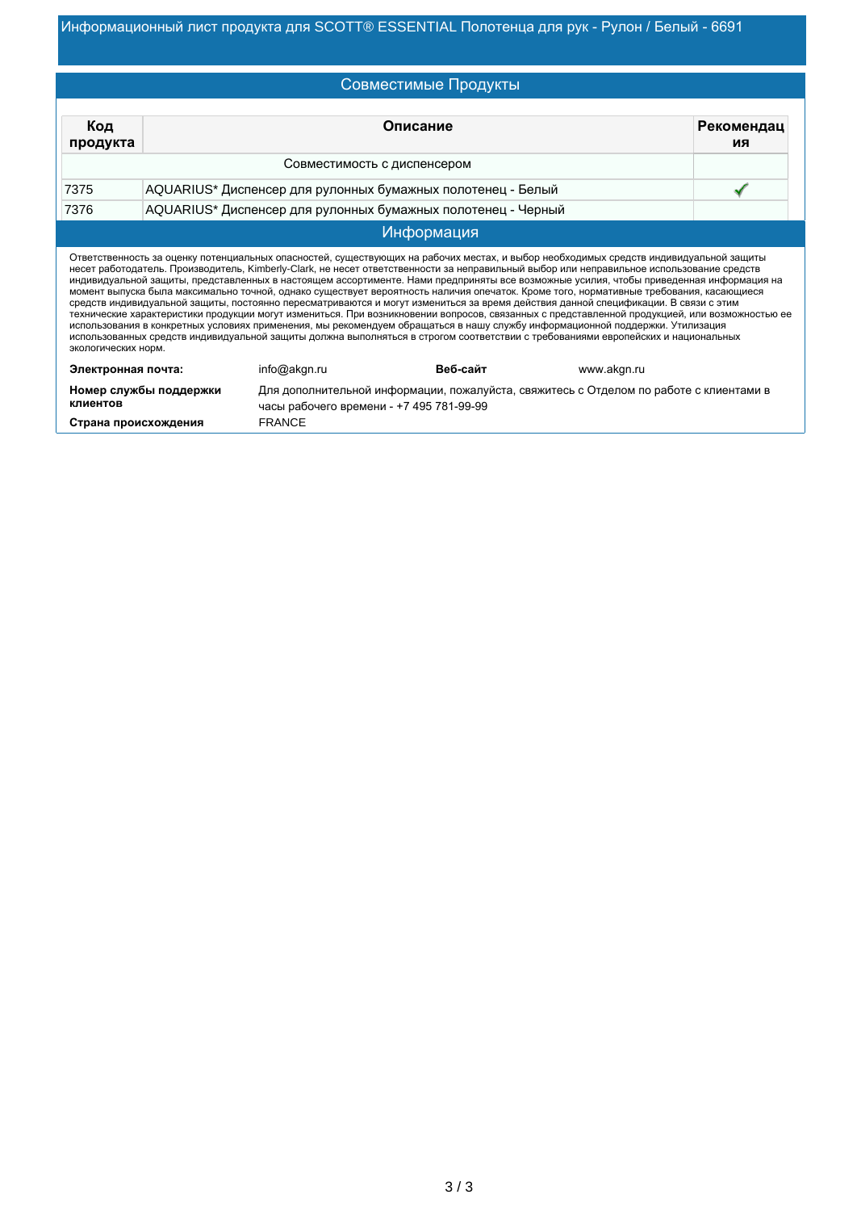Информационный лист продукта для SCOTT® ESSENTIAL Полотенца для рук - Рулон / Белый - 6691

## Совместимые Продукты

| Код продукта | Описание | Рекомендация |
|---|---|---|
| | Совместимость с диспенсером | |
| 7375 | AQUARIUS* Диспенсер для рулонных бумажных полотенец - Белый | ✓ |
| 7376 | AQUARIUS* Диспенсер для рулонных бумажных полотенец - Черный | |

## Информация

Ответственность за оценку потенциальных опасностей, существующих на рабочих местах, и выбор необходимых средств индивидуальной защиты несет работодатель. Производитель, Kimberly-Clark, не несет ответственности за неправильный выбор или неправильное использование средств индивидуальной защиты, представленных в настоящем ассортименте. Нами предприняты все возможные усилия, чтобы приведенная информация на момент выпуска была максимально точной, однако существует вероятность наличия опечаток. Кроме того, нормативные требования, касающиеся средств индивидуальной защиты, постоянно пересматриваются и могут измениться за время действия данной спецификации. В связи с этим технические характеристики продукции могут измениться. При возникновении вопросов, связанных с представленной продукцией, или возможностью ее использования в конкретных условиях применения, мы рекомендуем обращаться в нашу службу информационной поддержки. Утилизация использованных средств индивидуальной защиты должна выполняться в строгом соответствии с требованиями европейских и национальных экологических норм.

| | | | |
|---|---|---|---|
| **Электронная почта:** | info@akgn.ru | **Веб-сайт** | www.akgn.ru |
| **Номер службы поддержки клиентов** | Для дополнительной информации, пожалуйста, свяжитесь с Отделом по работе с клиентами в часы рабочего времени - +7 495 781-99-99 | | |
| **Страна происхождения** | FRANCE | | |